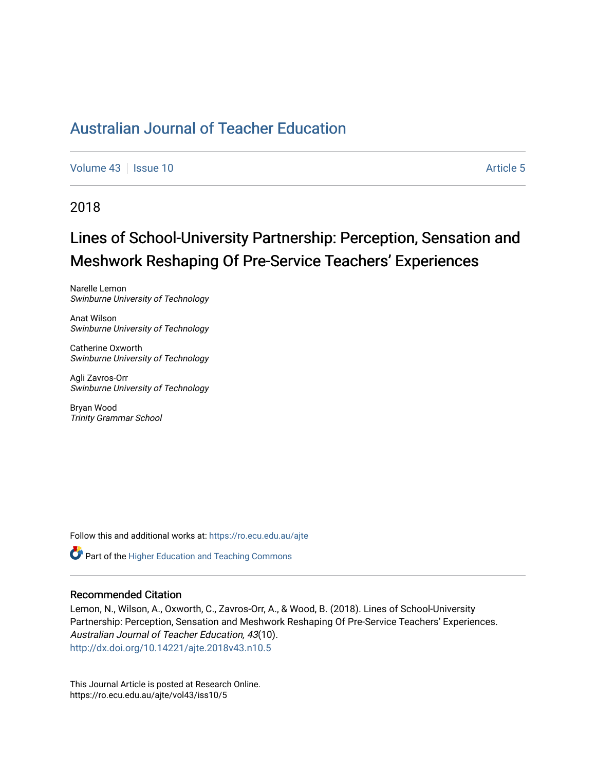# Australian Journal of Teacher Education

Volume 43 | Issue 10 | Article 5

2018

## Lines of School-University Partnership: Perception, Sensation and Meshwork Reshaping Of Pre-Service Teachers' Experiences

Narelle Lemon
*Swinburne University of Technology*

Anat Wilson
*Swinburne University of Technology*

Catherine Oxworth
*Swinburne University of Technology*

Agli Zavros-Orr
*Swinburne University of Technology*

Bryan Wood
*Trinity Grammar School*

Follow this and additional works at: https://ro.ecu.edu.au/ajte

Part of the Higher Education and Teaching Commons

### Recommended Citation

Lemon, N., Wilson, A., Oxworth, C., Zavros-Orr, A., & Wood, B. (2018). Lines of School-University Partnership: Perception, Sensation and Meshwork Reshaping Of Pre-Service Teachers' Experiences. *Australian Journal of Teacher Education, 43*(10).
http://dx.doi.org/10.14221/ajte.2018v43.n10.5

This Journal Article is posted at Research Online.
https://ro.ecu.edu.au/ajte/vol43/iss10/5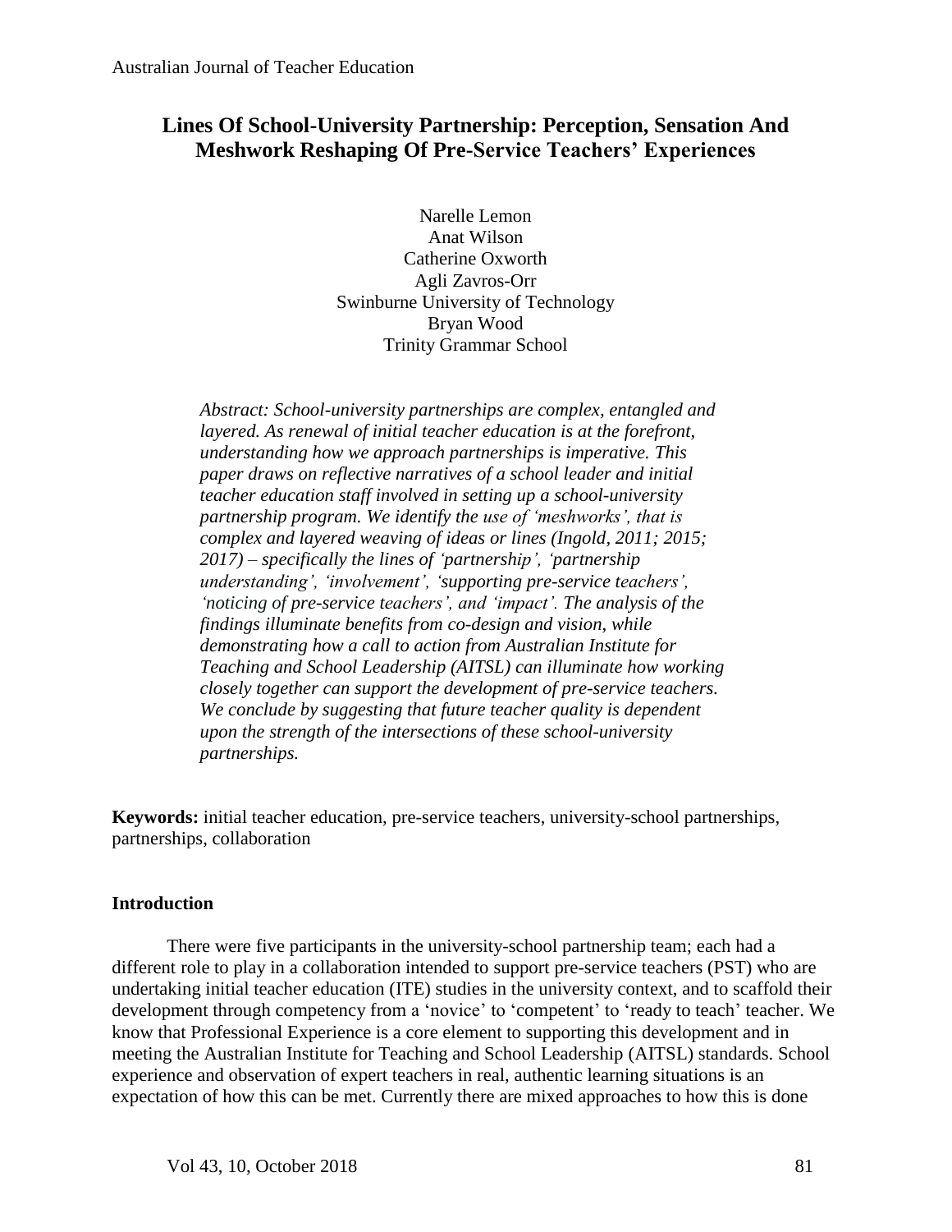# Lines Of School-University Partnership: Perception, Sensation And Meshwork Reshaping Of Pre-Service Teachers' Experiences

Narelle Lemon
Anat Wilson
Catherine Oxworth
Agli Zavros-Orr
Swinburne University of Technology
Bryan Wood
Trinity Grammar School

*Abstract: School-university partnerships are complex, entangled and layered. As renewal of initial teacher education is at the forefront, understanding how we approach partnerships is imperative. This paper draws on reflective narratives of a school leader and initial teacher education staff involved in setting up a school-university partnership program. We identify the use of 'meshworks', that is complex and layered weaving of ideas or lines (Ingold, 2011; 2015; 2017) – specifically the lines of 'partnership', 'partnership understanding', 'involvement', 'supporting pre-service teachers', 'noticing of pre-service teachers', and 'impact'. The analysis of the findings illuminate benefits from co-design and vision, while demonstrating how a call to action from Australian Institute for Teaching and School Leadership (AITSL) can illuminate how working closely together can support the development of pre-service teachers. We conclude by suggesting that future teacher quality is dependent upon the strength of the intersections of these school-university partnerships.*

**Keywords:** initial teacher education, pre-service teachers, university-school partnerships, partnerships, collaboration

## Introduction

There were five participants in the university-school partnership team; each had a different role to play in a collaboration intended to support pre-service teachers (PST) who are undertaking initial teacher education (ITE) studies in the university context, and to scaffold their development through competency from a 'novice' to 'competent' to 'ready to teach' teacher. We know that Professional Experience is a core element to supporting this development and in meeting the Australian Institute for Teaching and School Leadership (AITSL) standards. School experience and observation of expert teachers in real, authentic learning situations is an expectation of how this can be met. Currently there are mixed approaches to how this is done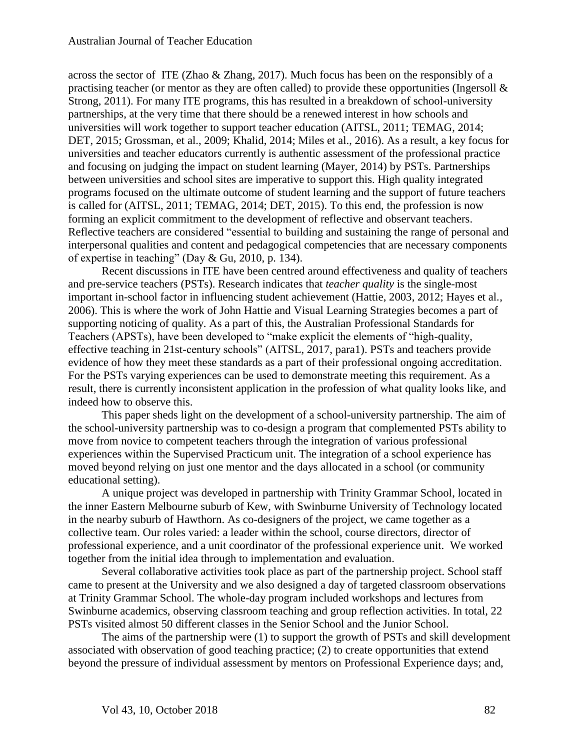across the sector of ITE (Zhao & Zhang, 2017). Much focus has been on the responsibly of a practising teacher (or mentor as they are often called) to provide these opportunities (Ingersoll & Strong, 2011). For many ITE programs, this has resulted in a breakdown of school-university partnerships, at the very time that there should be a renewed interest in how schools and universities will work together to support teacher education (AITSL, 2011; TEMAG, 2014; DET, 2015; Grossman, et al., 2009; Khalid, 2014; Miles et al., 2016). As a result, a key focus for universities and teacher educators currently is authentic assessment of the professional practice and focusing on judging the impact on student learning (Mayer, 2014) by PSTs. Partnerships between universities and school sites are imperative to support this. High quality integrated programs focused on the ultimate outcome of student learning and the support of future teachers is called for (AITSL, 2011; TEMAG, 2014; DET, 2015). To this end, the profession is now forming an explicit commitment to the development of reflective and observant teachers. Reflective teachers are considered "essential to building and sustaining the range of personal and interpersonal qualities and content and pedagogical competencies that are necessary components of expertise in teaching" (Day & Gu, 2010, p. 134).

Recent discussions in ITE have been centred around effectiveness and quality of teachers and pre-service teachers (PSTs). Research indicates that *teacher quality* is the single-most important in-school factor in influencing student achievement (Hattie, 2003, 2012; Hayes et al., 2006). This is where the work of John Hattie and Visual Learning Strategies becomes a part of supporting noticing of quality. As a part of this, the Australian Professional Standards for Teachers (APSTs), have been developed to "make explicit the elements of "high-quality, effective teaching in 21st-century schools" (AITSL, 2017, para1). PSTs and teachers provide evidence of how they meet these standards as a part of their professional ongoing accreditation. For the PSTs varying experiences can be used to demonstrate meeting this requirement. As a result, there is currently inconsistent application in the profession of what quality looks like, and indeed how to observe this.

This paper sheds light on the development of a school-university partnership. The aim of the school-university partnership was to co-design a program that complemented PSTs ability to move from novice to competent teachers through the integration of various professional experiences within the Supervised Practicum unit. The integration of a school experience has moved beyond relying on just one mentor and the days allocated in a school (or community educational setting).

A unique project was developed in partnership with Trinity Grammar School, located in the inner Eastern Melbourne suburb of Kew, with Swinburne University of Technology located in the nearby suburb of Hawthorn. As co-designers of the project, we came together as a collective team. Our roles varied: a leader within the school, course directors, director of professional experience, and a unit coordinator of the professional experience unit. We worked together from the initial idea through to implementation and evaluation.

Several collaborative activities took place as part of the partnership project. School staff came to present at the University and we also designed a day of targeted classroom observations at Trinity Grammar School. The whole-day program included workshops and lectures from Swinburne academics, observing classroom teaching and group reflection activities. In total, 22 PSTs visited almost 50 different classes in the Senior School and the Junior School.

The aims of the partnership were (1) to support the growth of PSTs and skill development associated with observation of good teaching practice; (2) to create opportunities that extend beyond the pressure of individual assessment by mentors on Professional Experience days; and,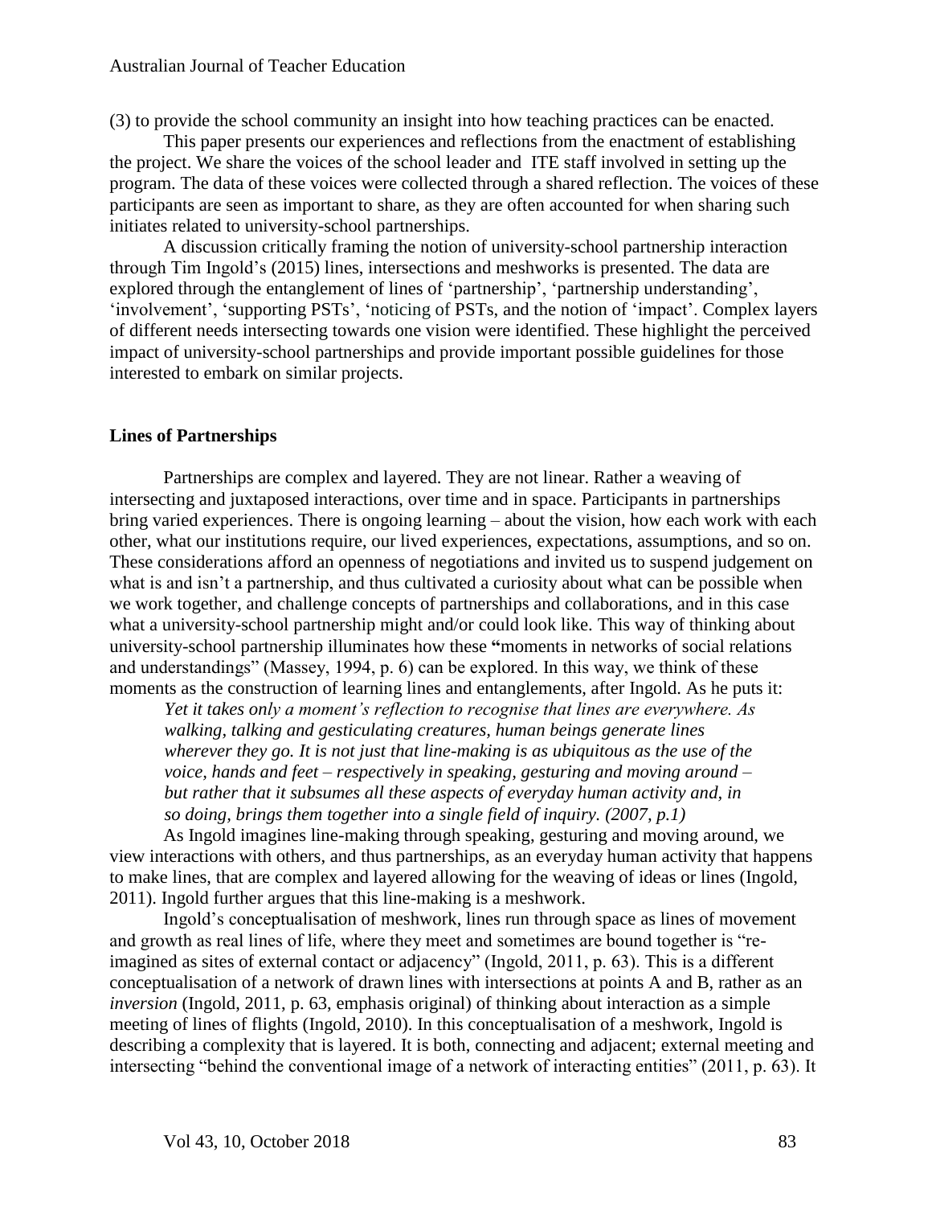(3) to provide the school community an insight into how teaching practices can be enacted.

This paper presents our experiences and reflections from the enactment of establishing the project. We share the voices of the school leader and ITE staff involved in setting up the program. The data of these voices were collected through a shared reflection. The voices of these participants are seen as important to share, as they are often accounted for when sharing such initiates related to university-school partnerships.

A discussion critically framing the notion of university-school partnership interaction through Tim Ingold's (2015) lines, intersections and meshworks is presented. The data are explored through the entanglement of lines of 'partnership', 'partnership understanding', 'involvement', 'supporting PSTs', 'noticing of PSTs, and the notion of 'impact'. Complex layers of different needs intersecting towards one vision were identified. These highlight the perceived impact of university-school partnerships and provide important possible guidelines for those interested to embark on similar projects.

## Lines of Partnerships

Partnerships are complex and layered. They are not linear. Rather a weaving of intersecting and juxtaposed interactions, over time and in space. Participants in partnerships bring varied experiences. There is ongoing learning – about the vision, how each work with each other, what our institutions require, our lived experiences, expectations, assumptions, and so on. These considerations afford an openness of negotiations and invited us to suspend judgement on what is and isn't a partnership, and thus cultivated a curiosity about what can be possible when we work together, and challenge concepts of partnerships and collaborations, and in this case what a university-school partnership might and/or could look like. This way of thinking about university-school partnership illuminates how these **"**moments in networks of social relations and understandings" (Massey, 1994, p. 6) can be explored. In this way, we think of these moments as the construction of learning lines and entanglements, after Ingold. As he puts it:

> *Yet it takes only a moment's reflection to recognise that lines are everywhere. As walking, talking and gesticulating creatures, human beings generate lines wherever they go. It is not just that line-making is as ubiquitous as the use of the voice, hands and feet – respectively in speaking, gesturing and moving around – but rather that it subsumes all these aspects of everyday human activity and, in so doing, brings them together into a single field of inquiry. (2007, p.1)*

As Ingold imagines line-making through speaking, gesturing and moving around, we view interactions with others, and thus partnerships, as an everyday human activity that happens to make lines, that are complex and layered allowing for the weaving of ideas or lines (Ingold, 2011). Ingold further argues that this line-making is a meshwork.

Ingold's conceptualisation of meshwork, lines run through space as lines of movement and growth as real lines of life, where they meet and sometimes are bound together is "re-imagined as sites of external contact or adjacency" (Ingold, 2011, p. 63). This is a different conceptualisation of a network of drawn lines with intersections at points A and B, rather as an *inversion* (Ingold, 2011, p. 63, emphasis original) of thinking about interaction as a simple meeting of lines of flights (Ingold, 2010). In this conceptualisation of a meshwork, Ingold is describing a complexity that is layered. It is both, connecting and adjacent; external meeting and intersecting "behind the conventional image of a network of interacting entities" (2011, p. 63). It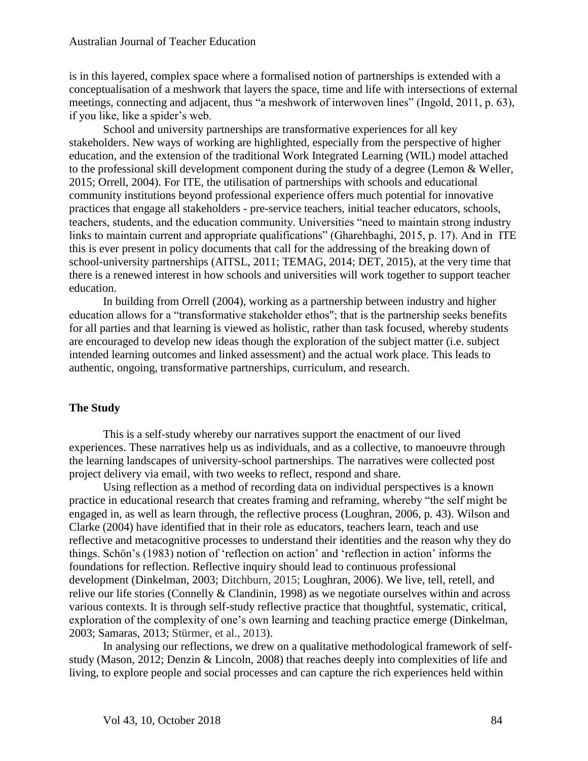is in this layered, complex space where a formalised notion of partnerships is extended with a conceptualisation of a meshwork that layers the space, time and life with intersections of external meetings, connecting and adjacent, thus "a meshwork of interwoven lines" (Ingold, 2011, p. 63), if you like, like a spider's web.

School and university partnerships are transformative experiences for all key stakeholders. New ways of working are highlighted, especially from the perspective of higher education, and the extension of the traditional Work Integrated Learning (WIL) model attached to the professional skill development component during the study of a degree (Lemon & Weller, 2015; Orrell, 2004). For ITE, the utilisation of partnerships with schools and educational community institutions beyond professional experience offers much potential for innovative practices that engage all stakeholders - pre-service teachers, initial teacher educators, schools, teachers, students, and the education community. Universities "need to maintain strong industry links to maintain current and appropriate qualifications" (Gharehbaghi, 2015, p. 17). And in ITE this is ever present in policy documents that call for the addressing of the breaking down of school-university partnerships (AITSL, 2011; TEMAG, 2014; DET, 2015), at the very time that there is a renewed interest in how schools and universities will work together to support teacher education.

In building from Orrell (2004), working as a partnership between industry and higher education allows for a "transformative stakeholder ethos"; that is the partnership seeks benefits for all parties and that learning is viewed as holistic, rather than task focused, whereby students are encouraged to develop new ideas though the exploration of the subject matter (i.e. subject intended learning outcomes and linked assessment) and the actual work place. This leads to authentic, ongoing, transformative partnerships, curriculum, and research.

## The Study

This is a self-study whereby our narratives support the enactment of our lived experiences. These narratives help us as individuals, and as a collective, to manoeuvre through the learning landscapes of university-school partnerships. The narratives were collected post project delivery via email, with two weeks to reflect, respond and share.

Using reflection as a method of recording data on individual perspectives is a known practice in educational research that creates framing and reframing, whereby "the self might be engaged in, as well as learn through, the reflective process (Loughran, 2006, p. 43). Wilson and Clarke (2004) have identified that in their role as educators, teachers learn, teach and use reflective and metacognitive processes to understand their identities and the reason why they do things. Schön's (1983) notion of 'reflection on action' and 'reflection in action' informs the foundations for reflection. Reflective inquiry should lead to continuous professional development (Dinkelman, 2003; Ditchburn, 2015; Loughran, 2006). We live, tell, retell, and relive our life stories (Connelly & Clandinin, 1998) as we negotiate ourselves within and across various contexts. It is through self-study reflective practice that thoughtful, systematic, critical, exploration of the complexity of one's own learning and teaching practice emerge (Dinkelman, 2003; Samaras, 2013; Stürmer, et al., 2013).

In analysing our reflections, we drew on a qualitative methodological framework of self-study (Mason, 2012; Denzin & Lincoln, 2008) that reaches deeply into complexities of life and living, to explore people and social processes and can capture the rich experiences held within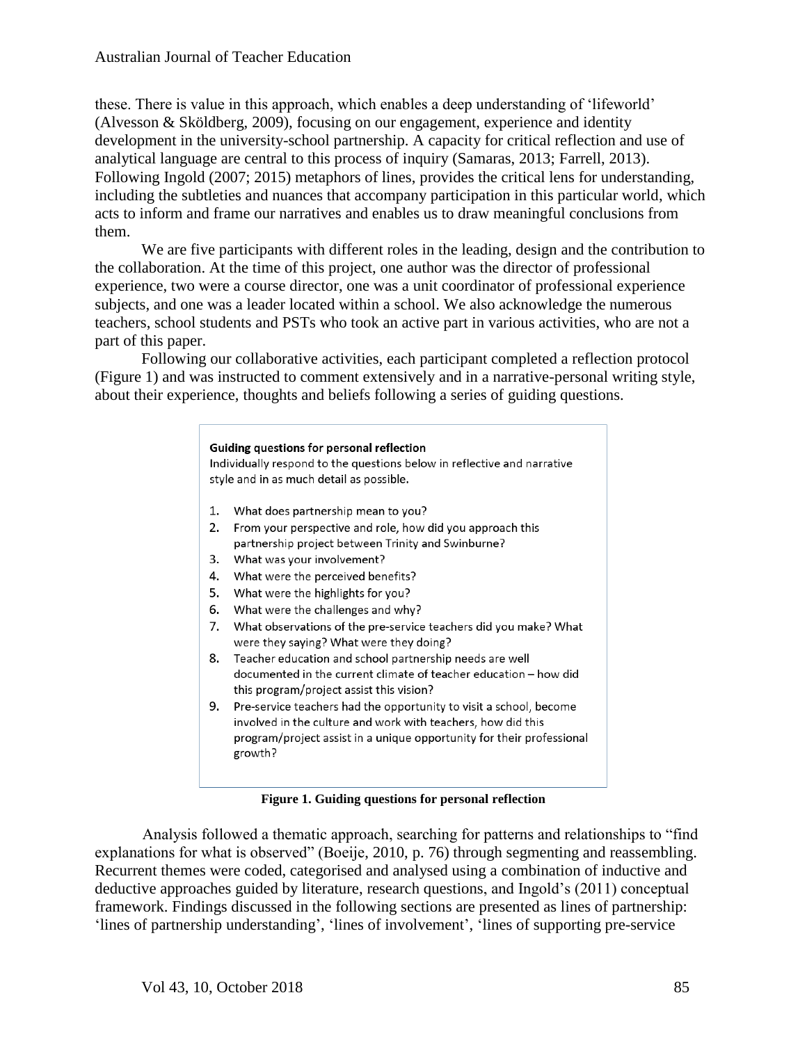these. There is value in this approach, which enables a deep understanding of 'lifeworld' (Alvesson & Sköldberg, 2009), focusing on our engagement, experience and identity development in the university-school partnership. A capacity for critical reflection and use of analytical language are central to this process of inquiry (Samaras, 2013; Farrell, 2013). Following Ingold (2007; 2015) metaphors of lines, provides the critical lens for understanding, including the subtleties and nuances that accompany participation in this particular world, which acts to inform and frame our narratives and enables us to draw meaningful conclusions from them.

We are five participants with different roles in the leading, design and the contribution to the collaboration. At the time of this project, one author was the director of professional experience, two were a course director, one was a unit coordinator of professional experience subjects, and one was a leader located within a school. We also acknowledge the numerous teachers, school students and PSTs who took an active part in various activities, who are not a part of this paper.

Following our collaborative activities, each participant completed a reflection protocol (Figure 1) and was instructed to comment extensively and in a narrative-personal writing style, about their experience, thoughts and beliefs following a series of guiding questions.

**Guiding questions for personal reflection**
Individually respond to the questions below in reflective and narrative style and in as much detail as possible.

1. What does partnership mean to you?
2. From your perspective and role, how did you approach this partnership project between Trinity and Swinburne?
3. What was your involvement?
4. What were the perceived benefits?
5. What were the highlights for you?
6. What were the challenges and why?
7. What observations of the pre-service teachers did you make? What were they saying? What were they doing?
8. Teacher education and school partnership needs are well documented in the current climate of teacher education – how did this program/project assist this vision?
9. Pre-service teachers had the opportunity to visit a school, become involved in the culture and work with teachers, how did this program/project assist in a unique opportunity for their professional growth?

**Figure 1. Guiding questions for personal reflection**

Analysis followed a thematic approach, searching for patterns and relationships to "find explanations for what is observed" (Boeije, 2010, p. 76) through segmenting and reassembling. Recurrent themes were coded, categorised and analysed using a combination of inductive and deductive approaches guided by literature, research questions, and Ingold's (2011) conceptual framework. Findings discussed in the following sections are presented as lines of partnership: 'lines of partnership understanding', 'lines of involvement', 'lines of supporting pre-service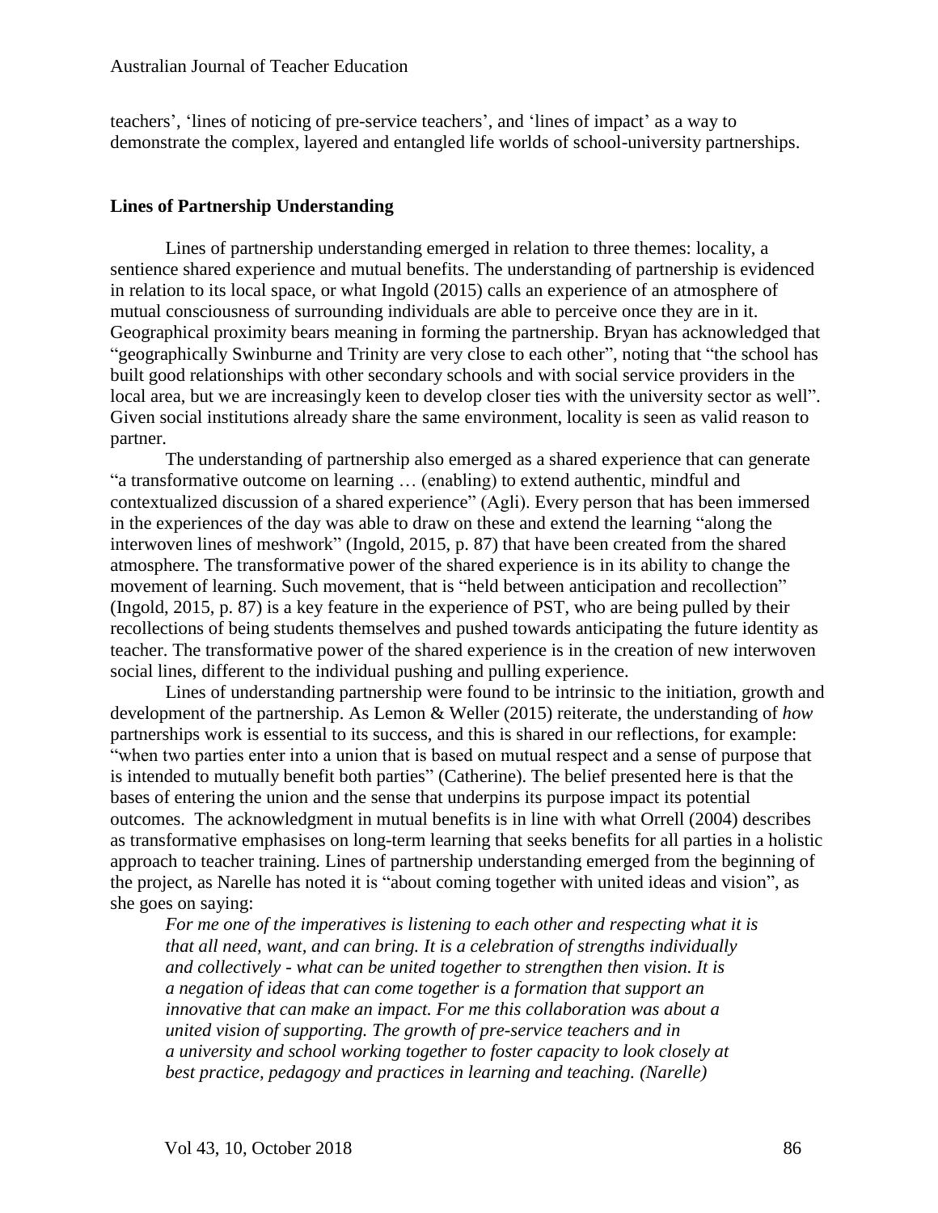teachers', 'lines of noticing of pre-service teachers', and 'lines of impact' as a way to demonstrate the complex, layered and entangled life worlds of school-university partnerships.

## Lines of Partnership Understanding

Lines of partnership understanding emerged in relation to three themes: locality, a sentience shared experience and mutual benefits. The understanding of partnership is evidenced in relation to its local space, or what Ingold (2015) calls an experience of an atmosphere of mutual consciousness of surrounding individuals are able to perceive once they are in it. Geographical proximity bears meaning in forming the partnership. Bryan has acknowledged that "geographically Swinburne and Trinity are very close to each other", noting that "the school has built good relationships with other secondary schools and with social service providers in the local area, but we are increasingly keen to develop closer ties with the university sector as well". Given social institutions already share the same environment, locality is seen as valid reason to partner.

The understanding of partnership also emerged as a shared experience that can generate "a transformative outcome on learning … (enabling) to extend authentic, mindful and contextualized discussion of a shared experience" (Agli). Every person that has been immersed in the experiences of the day was able to draw on these and extend the learning "along the interwoven lines of meshwork" (Ingold, 2015, p. 87) that have been created from the shared atmosphere. The transformative power of the shared experience is in its ability to change the movement of learning. Such movement, that is "held between anticipation and recollection" (Ingold, 2015, p. 87) is a key feature in the experience of PST, who are being pulled by their recollections of being students themselves and pushed towards anticipating the future identity as teacher. The transformative power of the shared experience is in the creation of new interwoven social lines, different to the individual pushing and pulling experience.

Lines of understanding partnership were found to be intrinsic to the initiation, growth and development of the partnership. As Lemon & Weller (2015) reiterate, the understanding of *how* partnerships work is essential to its success, and this is shared in our reflections, for example: "when two parties enter into a union that is based on mutual respect and a sense of purpose that is intended to mutually benefit both parties" (Catherine). The belief presented here is that the bases of entering the union and the sense that underpins its purpose impact its potential outcomes. The acknowledgment in mutual benefits is in line with what Orrell (2004) describes as transformative emphasises on long-term learning that seeks benefits for all parties in a holistic approach to teacher training. Lines of partnership understanding emerged from the beginning of the project, as Narelle has noted it is "about coming together with united ideas and vision", as she goes on saying:

> *For me one of the imperatives is listening to each other and respecting what it is that all need, want, and can bring. It is a celebration of strengths individually and collectively - what can be united together to strengthen then vision. It is a negation of ideas that can come together is a formation that support an innovative that can make an impact. For me this collaboration was about a united vision of supporting. The growth of pre-service teachers and in a university and school working together to foster capacity to look closely at best practice, pedagogy and practices in learning and teaching. (Narelle)*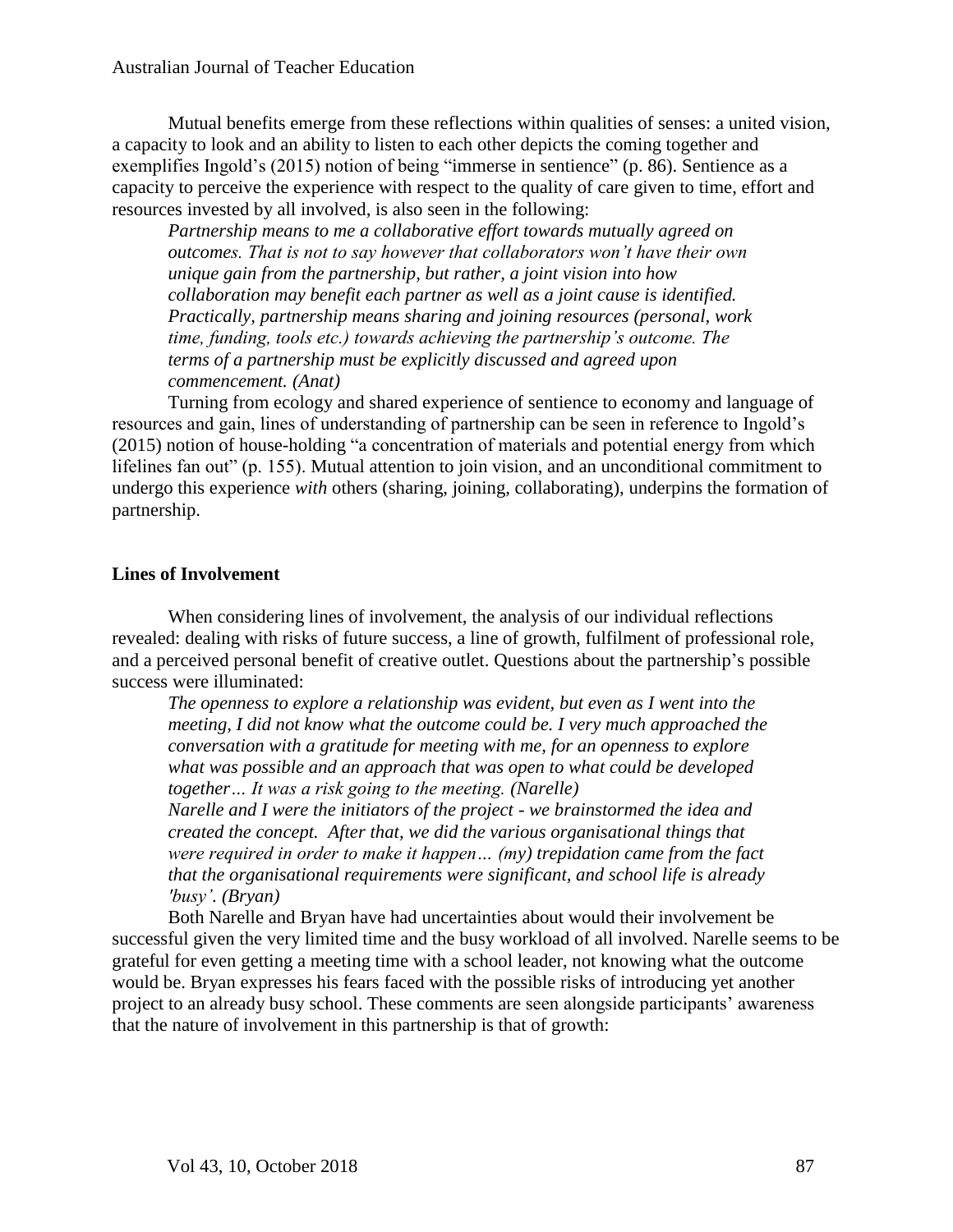Mutual benefits emerge from these reflections within qualities of senses: a united vision, a capacity to look and an ability to listen to each other depicts the coming together and exemplifies Ingold's (2015) notion of being "immerse in sentience" (p. 86). Sentience as a capacity to perceive the experience with respect to the quality of care given to time, effort and resources invested by all involved, is also seen in the following:

> *Partnership means to me a collaborative effort towards mutually agreed on outcomes. That is not to say however that collaborators won't have their own unique gain from the partnership, but rather, a joint vision into how collaboration may benefit each partner as well as a joint cause is identified. Practically, partnership means sharing and joining resources (personal, work time, funding, tools etc.) towards achieving the partnership's outcome. The terms of a partnership must be explicitly discussed and agreed upon commencement. (Anat)*

Turning from ecology and shared experience of sentience to economy and language of resources and gain, lines of understanding of partnership can be seen in reference to Ingold's (2015) notion of house-holding "a concentration of materials and potential energy from which lifelines fan out" (p. 155). Mutual attention to join vision, and an unconditional commitment to undergo this experience *with* others (sharing, joining, collaborating), underpins the formation of partnership.

**Lines of Involvement**

When considering lines of involvement, the analysis of our individual reflections revealed: dealing with risks of future success, a line of growth, fulfilment of professional role, and a perceived personal benefit of creative outlet. Questions about the partnership's possible success were illuminated:

> *The openness to explore a relationship was evident, but even as I went into the meeting, I did not know what the outcome could be. I very much approached the conversation with a gratitude for meeting with me, for an openness to explore what was possible and an approach that was open to what could be developed together… It was a risk going to the meeting. (Narelle)*
>
> *Narelle and I were the initiators of the project - we brainstormed the idea and created the concept. After that, we did the various organisational things that were required in order to make it happen… (my) trepidation came from the fact that the organisational requirements were significant, and school life is already 'busy'. (Bryan)*

Both Narelle and Bryan have had uncertainties about would their involvement be successful given the very limited time and the busy workload of all involved. Narelle seems to be grateful for even getting a meeting time with a school leader, not knowing what the outcome would be. Bryan expresses his fears faced with the possible risks of introducing yet another project to an already busy school. These comments are seen alongside participants' awareness that the nature of involvement in this partnership is that of growth: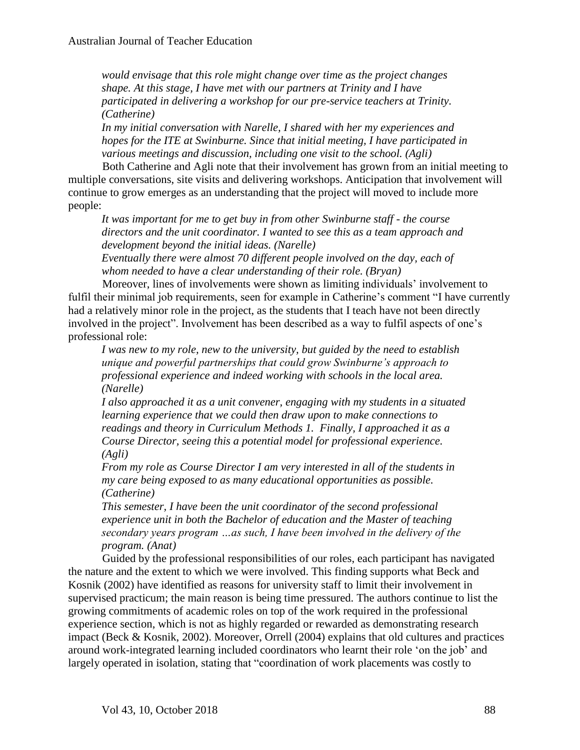*would envisage that this role might change over time as the project changes shape. At this stage, I have met with our partners at Trinity and I have participated in delivering a workshop for our pre-service teachers at Trinity. (Catherine)*

*In my initial conversation with Narelle, I shared with her my experiences and hopes for the ITE at Swinburne. Since that initial meeting, I have participated in various meetings and discussion, including one visit to the school. (Agli)*

Both Catherine and Agli note that their involvement has grown from an initial meeting to multiple conversations, site visits and delivering workshops. Anticipation that involvement will continue to grow emerges as an understanding that the project will moved to include more people:

*It was important for me to get buy in from other Swinburne staff - the course directors and the unit coordinator. I wanted to see this as a team approach and development beyond the initial ideas. (Narelle)*

*Eventually there were almost 70 different people involved on the day, each of whom needed to have a clear understanding of their role. (Bryan)*

Moreover, lines of involvements were shown as limiting individuals' involvement to fulfil their minimal job requirements, seen for example in Catherine's comment "I have currently had a relatively minor role in the project, as the students that I teach have not been directly involved in the project". Involvement has been described as a way to fulfil aspects of one's professional role:

*I was new to my role, new to the university, but guided by the need to establish unique and powerful partnerships that could grow Swinburne's approach to professional experience and indeed working with schools in the local area. (Narelle)*

*I also approached it as a unit convener, engaging with my students in a situated learning experience that we could then draw upon to make connections to readings and theory in Curriculum Methods 1. Finally, I approached it as a Course Director, seeing this a potential model for professional experience. (Agli)*

*From my role as Course Director I am very interested in all of the students in my care being exposed to as many educational opportunities as possible. (Catherine)*

*This semester, I have been the unit coordinator of the second professional experience unit in both the Bachelor of education and the Master of teaching secondary years program …as such, I have been involved in the delivery of the program. (Anat)*

Guided by the professional responsibilities of our roles, each participant has navigated the nature and the extent to which we were involved. This finding supports what Beck and Kosnik (2002) have identified as reasons for university staff to limit their involvement in supervised practicum; the main reason is being time pressured. The authors continue to list the growing commitments of academic roles on top of the work required in the professional experience section, which is not as highly regarded or rewarded as demonstrating research impact (Beck & Kosnik, 2002). Moreover, Orrell (2004) explains that old cultures and practices around work-integrated learning included coordinators who learnt their role 'on the job' and largely operated in isolation, stating that "coordination of work placements was costly to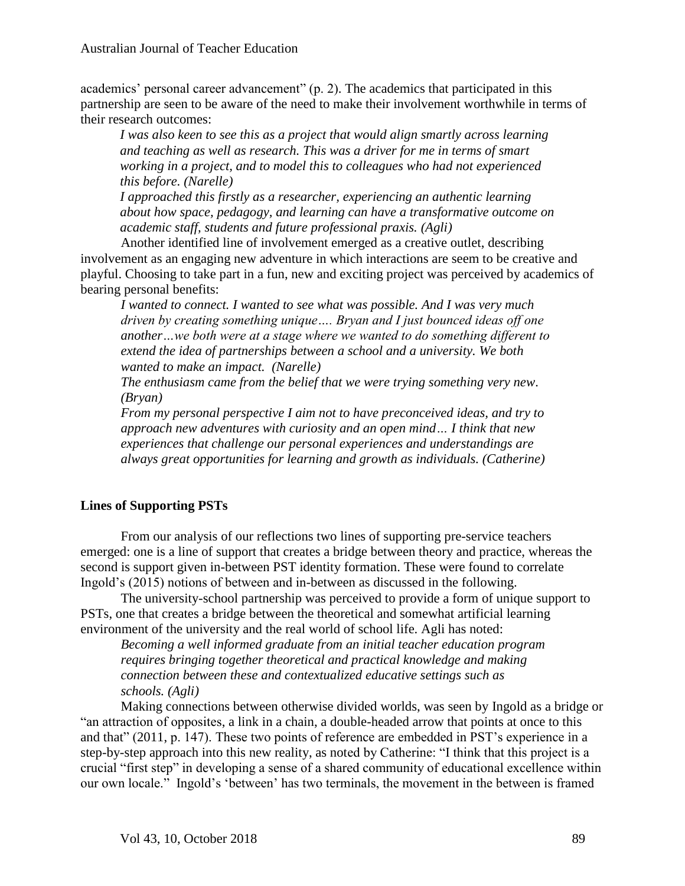academics' personal career advancement" (p. 2). The academics that participated in this partnership are seen to be aware of the need to make their involvement worthwhile in terms of their research outcomes:

> *I was also keen to see this as a project that would align smartly across learning and teaching as well as research. This was a driver for me in terms of smart working in a project, and to model this to colleagues who had not experienced this before. (Narelle)*
>
> *I approached this firstly as a researcher, experiencing an authentic learning about how space, pedagogy, and learning can have a transformative outcome on academic staff, students and future professional praxis. (Agli)*

Another identified line of involvement emerged as a creative outlet, describing involvement as an engaging new adventure in which interactions are seem to be creative and playful. Choosing to take part in a fun, new and exciting project was perceived by academics of bearing personal benefits:

> *I wanted to connect. I wanted to see what was possible. And I was very much driven by creating something unique…. Bryan and I just bounced ideas off one another…we both were at a stage where we wanted to do something different to extend the idea of partnerships between a school and a university. We both wanted to make an impact. (Narelle)*
>
> *The enthusiasm came from the belief that we were trying something very new. (Bryan)*
>
> *From my personal perspective I aim not to have preconceived ideas, and try to approach new adventures with curiosity and an open mind… I think that new experiences that challenge our personal experiences and understandings are always great opportunities for learning and growth as individuals. (Catherine)*

## Lines of Supporting PSTs

From our analysis of our reflections two lines of supporting pre-service teachers emerged: one is a line of support that creates a bridge between theory and practice, whereas the second is support given in-between PST identity formation. These were found to correlate Ingold's (2015) notions of between and in-between as discussed in the following.

The university-school partnership was perceived to provide a form of unique support to PSTs, one that creates a bridge between the theoretical and somewhat artificial learning environment of the university and the real world of school life. Agli has noted:

> *Becoming a well informed graduate from an initial teacher education program requires bringing together theoretical and practical knowledge and making connection between these and contextualized educative settings such as schools. (Agli)*

Making connections between otherwise divided worlds, was seen by Ingold as a bridge or "an attraction of opposites, a link in a chain, a double-headed arrow that points at once to this and that" (2011, p. 147). These two points of reference are embedded in PST's experience in a step-by-step approach into this new reality, as noted by Catherine: "I think that this project is a crucial "first step" in developing a sense of a shared community of educational excellence within our own locale." Ingold's 'between' has two terminals, the movement in the between is framed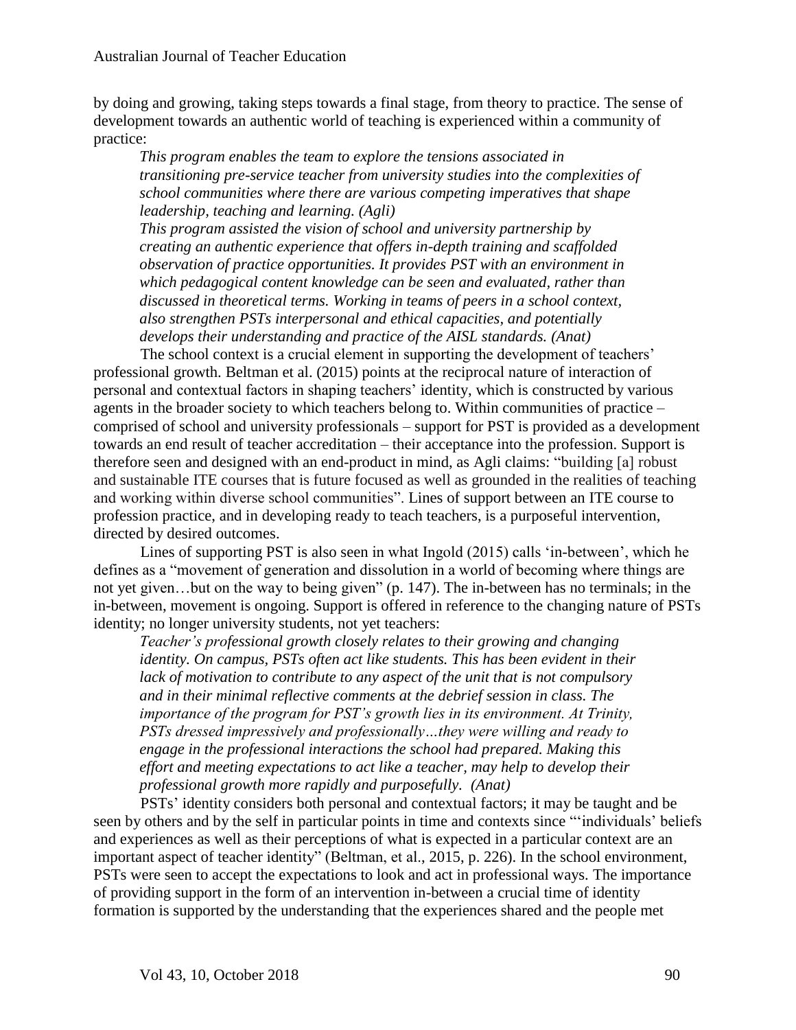by doing and growing, taking steps towards a final stage, from theory to practice. The sense of development towards an authentic world of teaching is experienced within a community of practice:

> *This program enables the team to explore the tensions associated in transitioning pre-service teacher from university studies into the complexities of school communities where there are various competing imperatives that shape leadership, teaching and learning. (Agli)*
>
> *This program assisted the vision of school and university partnership by creating an authentic experience that offers in-depth training and scaffolded observation of practice opportunities. It provides PST with an environment in which pedagogical content knowledge can be seen and evaluated, rather than discussed in theoretical terms. Working in teams of peers in a school context, also strengthen PSTs interpersonal and ethical capacities, and potentially develops their understanding and practice of the AISL standards. (Anat)*

The school context is a crucial element in supporting the development of teachers' professional growth. Beltman et al. (2015) points at the reciprocal nature of interaction of personal and contextual factors in shaping teachers' identity, which is constructed by various agents in the broader society to which teachers belong to. Within communities of practice – comprised of school and university professionals – support for PST is provided as a development towards an end result of teacher accreditation – their acceptance into the profession. Support is therefore seen and designed with an end-product in mind, as Agli claims: "building [a] robust and sustainable ITE courses that is future focused as well as grounded in the realities of teaching and working within diverse school communities". Lines of support between an ITE course to profession practice, and in developing ready to teach teachers, is a purposeful intervention, directed by desired outcomes.

Lines of supporting PST is also seen in what Ingold (2015) calls 'in-between', which he defines as a "movement of generation and dissolution in a world of becoming where things are not yet given…but on the way to being given" (p. 147). The in-between has no terminals; in the in-between, movement is ongoing. Support is offered in reference to the changing nature of PSTs identity; no longer university students, not yet teachers:

> *Teacher's professional growth closely relates to their growing and changing identity. On campus, PSTs often act like students. This has been evident in their lack of motivation to contribute to any aspect of the unit that is not compulsory and in their minimal reflective comments at the debrief session in class. The importance of the program for PST's growth lies in its environment. At Trinity, PSTs dressed impressively and professionally…they were willing and ready to engage in the professional interactions the school had prepared. Making this effort and meeting expectations to act like a teacher, may help to develop their professional growth more rapidly and purposefully. (Anat)*

PSTs' identity considers both personal and contextual factors; it may be taught and be seen by others and by the self in particular points in time and contexts since "'individuals' beliefs and experiences as well as their perceptions of what is expected in a particular context are an important aspect of teacher identity" (Beltman, et al., 2015, p. 226). In the school environment, PSTs were seen to accept the expectations to look and act in professional ways. The importance of providing support in the form of an intervention in-between a crucial time of identity formation is supported by the understanding that the experiences shared and the people met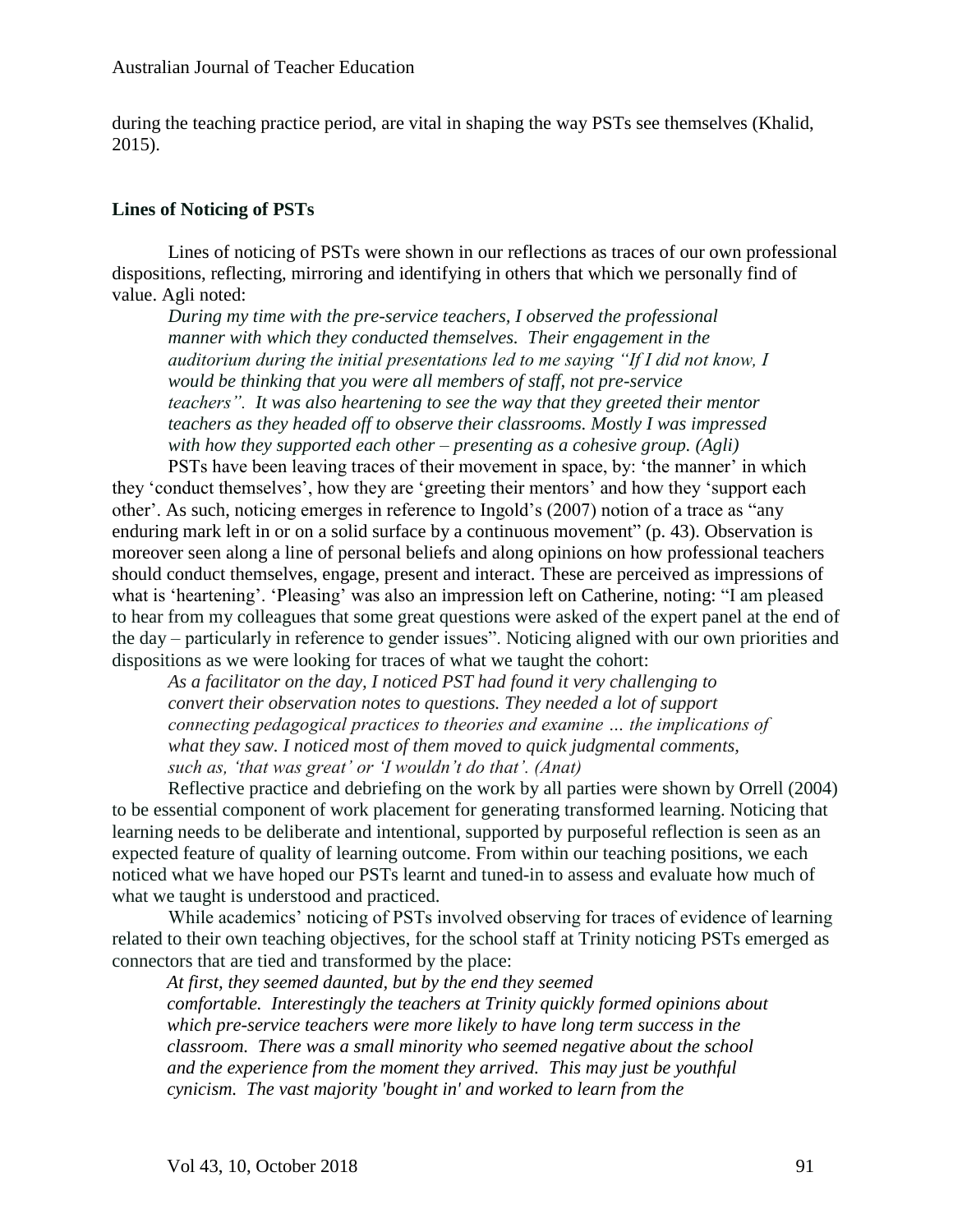during the teaching practice period, are vital in shaping the way PSTs see themselves (Khalid, 2015).

### Lines of Noticing of PSTs

Lines of noticing of PSTs were shown in our reflections as traces of our own professional dispositions, reflecting, mirroring and identifying in others that which we personally find of value. Agli noted:

> *During my time with the pre-service teachers, I observed the professional manner with which they conducted themselves. Their engagement in the auditorium during the initial presentations led to me saying "If I did not know, I would be thinking that you were all members of staff, not pre-service teachers". It was also heartening to see the way that they greeted their mentor teachers as they headed off to observe their classrooms. Mostly I was impressed with how they supported each other – presenting as a cohesive group. (Agli)*

PSTs have been leaving traces of their movement in space, by: 'the manner' in which they 'conduct themselves', how they are 'greeting their mentors' and how they 'support each other'. As such, noticing emerges in reference to Ingold's (2007) notion of a trace as "any enduring mark left in or on a solid surface by a continuous movement" (p. 43). Observation is moreover seen along a line of personal beliefs and along opinions on how professional teachers should conduct themselves, engage, present and interact. These are perceived as impressions of what is 'heartening'. 'Pleasing' was also an impression left on Catherine, noting: "I am pleased to hear from my colleagues that some great questions were asked of the expert panel at the end of the day – particularly in reference to gender issues". Noticing aligned with our own priorities and dispositions as we were looking for traces of what we taught the cohort:

> *As a facilitator on the day, I noticed PST had found it very challenging to convert their observation notes to questions. They needed a lot of support connecting pedagogical practices to theories and examine … the implications of what they saw. I noticed most of them moved to quick judgmental comments, such as, 'that was great' or 'I wouldn't do that'. (Anat)*

Reflective practice and debriefing on the work by all parties were shown by Orrell (2004) to be essential component of work placement for generating transformed learning. Noticing that learning needs to be deliberate and intentional, supported by purposeful reflection is seen as an expected feature of quality of learning outcome. From within our teaching positions, we each noticed what we have hoped our PSTs learnt and tuned-in to assess and evaluate how much of what we taught is understood and practiced.

While academics' noticing of PSTs involved observing for traces of evidence of learning related to their own teaching objectives, for the school staff at Trinity noticing PSTs emerged as connectors that are tied and transformed by the place:

> *At first, they seemed daunted, but by the end they seemed comfortable. Interestingly the teachers at Trinity quickly formed opinions about which pre-service teachers were more likely to have long term success in the classroom. There was a small minority who seemed negative about the school and the experience from the moment they arrived. This may just be youthful cynicism. The vast majority 'bought in' and worked to learn from the*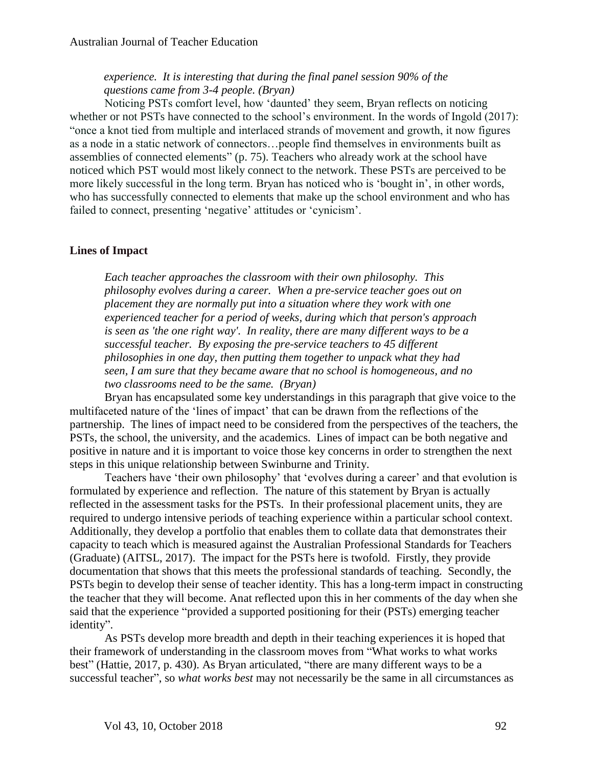*experience. It is interesting that during the final panel session 90% of the questions came from 3-4 people. (Bryan)*

Noticing PSTs comfort level, how 'daunted' they seem, Bryan reflects on noticing whether or not PSTs have connected to the school's environment. In the words of Ingold (2017): "once a knot tied from multiple and interlaced strands of movement and growth, it now figures as a node in a static network of connectors…people find themselves in environments built as assemblies of connected elements" (p. 75). Teachers who already work at the school have noticed which PST would most likely connect to the network. These PSTs are perceived to be more likely successful in the long term. Bryan has noticed who is 'bought in', in other words, who has successfully connected to elements that make up the school environment and who has failed to connect, presenting 'negative' attitudes or 'cynicism'.

**Lines of Impact**

*Each teacher approaches the classroom with their own philosophy. This philosophy evolves during a career. When a pre-service teacher goes out on placement they are normally put into a situation where they work with one experienced teacher for a period of weeks, during which that person's approach is seen as 'the one right way'. In reality, there are many different ways to be a successful teacher. By exposing the pre-service teachers to 45 different philosophies in one day, then putting them together to unpack what they had seen, I am sure that they became aware that no school is homogeneous, and no two classrooms need to be the same. (Bryan)*

Bryan has encapsulated some key understandings in this paragraph that give voice to the multifaceted nature of the 'lines of impact' that can be drawn from the reflections of the partnership. The lines of impact need to be considered from the perspectives of the teachers, the PSTs, the school, the university, and the academics. Lines of impact can be both negative and positive in nature and it is important to voice those key concerns in order to strengthen the next steps in this unique relationship between Swinburne and Trinity.

Teachers have 'their own philosophy' that 'evolves during a career' and that evolution is formulated by experience and reflection. The nature of this statement by Bryan is actually reflected in the assessment tasks for the PSTs. In their professional placement units, they are required to undergo intensive periods of teaching experience within a particular school context. Additionally, they develop a portfolio that enables them to collate data that demonstrates their capacity to teach which is measured against the Australian Professional Standards for Teachers (Graduate) (AITSL, 2017). The impact for the PSTs here is twofold. Firstly, they provide documentation that shows that this meets the professional standards of teaching. Secondly, the PSTs begin to develop their sense of teacher identity. This has a long-term impact in constructing the teacher that they will become. Anat reflected upon this in her comments of the day when she said that the experience "provided a supported positioning for their (PSTs) emerging teacher identity".

As PSTs develop more breadth and depth in their teaching experiences it is hoped that their framework of understanding in the classroom moves from "What works to what works best" (Hattie, 2017, p. 430). As Bryan articulated, "there are many different ways to be a successful teacher", so *what works best* may not necessarily be the same in all circumstances as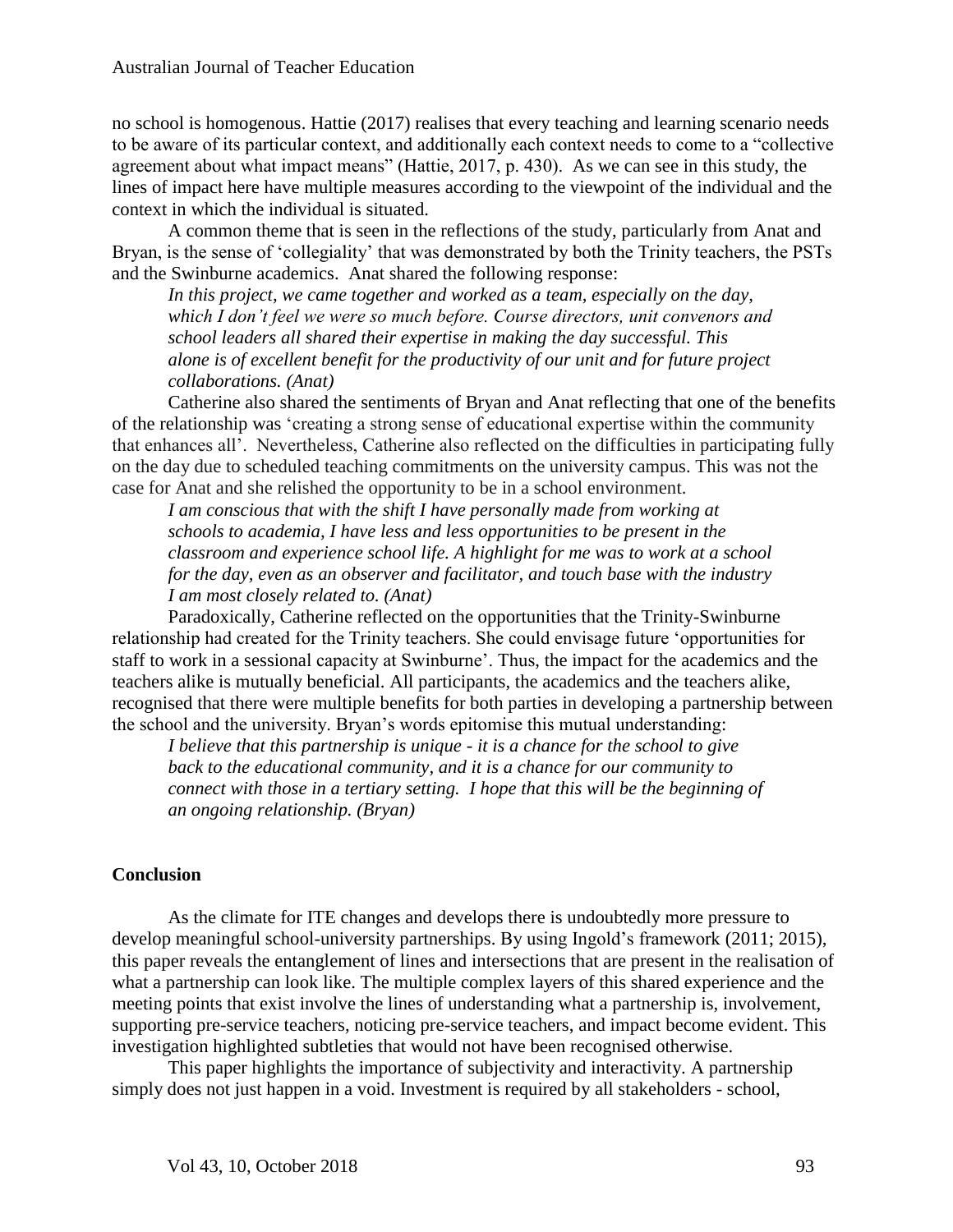no school is homogenous. Hattie (2017) realises that every teaching and learning scenario needs to be aware of its particular context, and additionally each context needs to come to a "collective agreement about what impact means" (Hattie, 2017, p. 430). As we can see in this study, the lines of impact here have multiple measures according to the viewpoint of the individual and the context in which the individual is situated.

A common theme that is seen in the reflections of the study, particularly from Anat and Bryan, is the sense of 'collegiality' that was demonstrated by both the Trinity teachers, the PSTs and the Swinburne academics. Anat shared the following response:

> *In this project, we came together and worked as a team, especially on the day, which I don't feel we were so much before. Course directors, unit convenors and school leaders all shared their expertise in making the day successful. This alone is of excellent benefit for the productivity of our unit and for future project collaborations. (Anat)*

Catherine also shared the sentiments of Bryan and Anat reflecting that one of the benefits of the relationship was 'creating a strong sense of educational expertise within the community that enhances all'. Nevertheless, Catherine also reflected on the difficulties in participating fully on the day due to scheduled teaching commitments on the university campus. This was not the case for Anat and she relished the opportunity to be in a school environment.

> *I am conscious that with the shift I have personally made from working at schools to academia, I have less and less opportunities to be present in the classroom and experience school life. A highlight for me was to work at a school for the day, even as an observer and facilitator, and touch base with the industry I am most closely related to. (Anat)*

Paradoxically, Catherine reflected on the opportunities that the Trinity-Swinburne relationship had created for the Trinity teachers. She could envisage future 'opportunities for staff to work in a sessional capacity at Swinburne'. Thus, the impact for the academics and the teachers alike is mutually beneficial. All participants, the academics and the teachers alike, recognised that there were multiple benefits for both parties in developing a partnership between the school and the university. Bryan's words epitomise this mutual understanding:

> *I believe that this partnership is unique - it is a chance for the school to give back to the educational community, and it is a chance for our community to connect with those in a tertiary setting. I hope that this will be the beginning of an ongoing relationship. (Bryan)*

## Conclusion

As the climate for ITE changes and develops there is undoubtedly more pressure to develop meaningful school-university partnerships. By using Ingold's framework (2011; 2015), this paper reveals the entanglement of lines and intersections that are present in the realisation of what a partnership can look like. The multiple complex layers of this shared experience and the meeting points that exist involve the lines of understanding what a partnership is, involvement, supporting pre-service teachers, noticing pre-service teachers, and impact become evident. This investigation highlighted subtleties that would not have been recognised otherwise.

This paper highlights the importance of subjectivity and interactivity. A partnership simply does not just happen in a void. Investment is required by all stakeholders - school,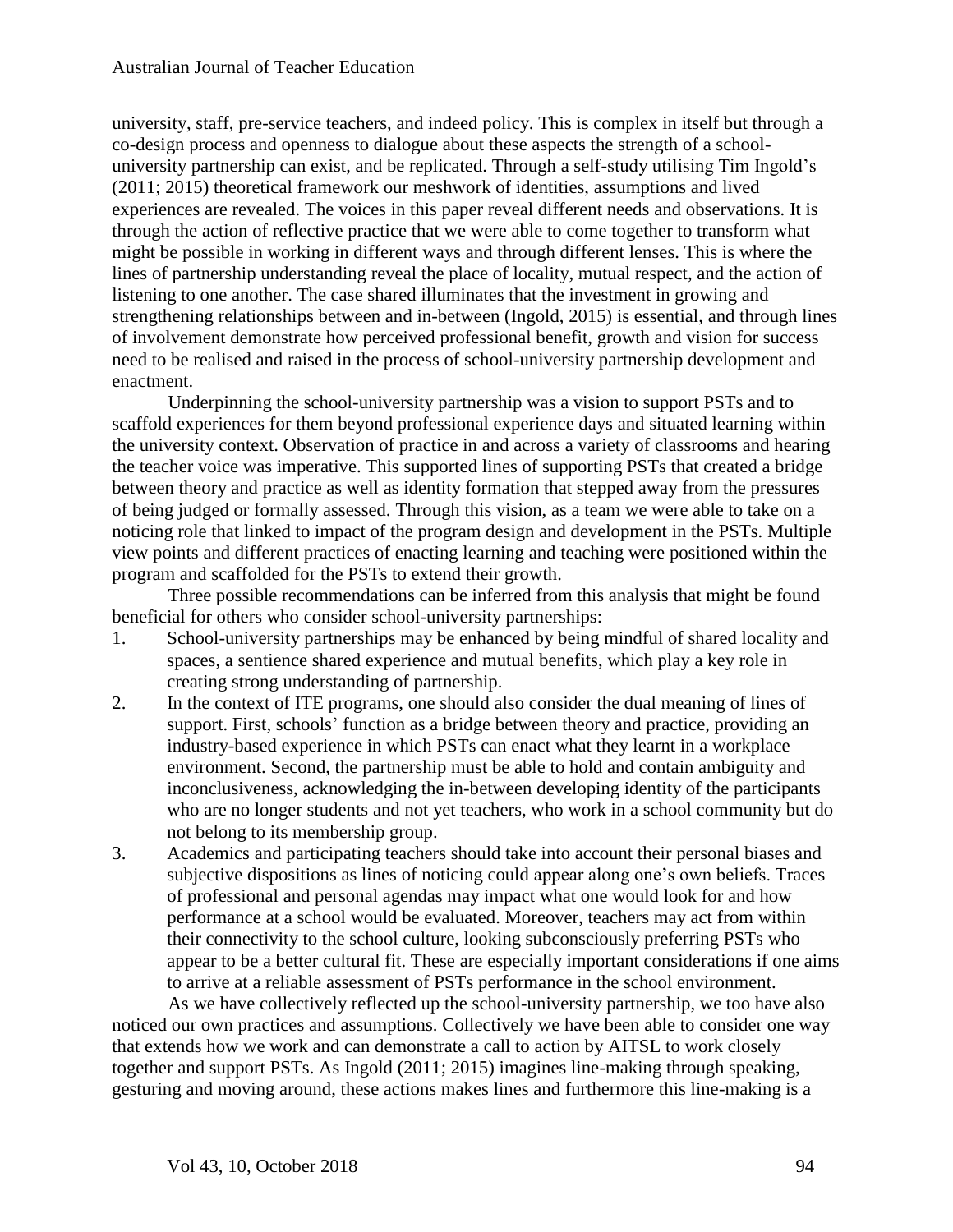university, staff, pre-service teachers, and indeed policy. This is complex in itself but through a co-design process and openness to dialogue about these aspects the strength of a school-university partnership can exist, and be replicated. Through a self-study utilising Tim Ingold's (2011; 2015) theoretical framework our meshwork of identities, assumptions and lived experiences are revealed. The voices in this paper reveal different needs and observations. It is through the action of reflective practice that we were able to come together to transform what might be possible in working in different ways and through different lenses. This is where the lines of partnership understanding reveal the place of locality, mutual respect, and the action of listening to one another. The case shared illuminates that the investment in growing and strengthening relationships between and in-between (Ingold, 2015) is essential, and through lines of involvement demonstrate how perceived professional benefit, growth and vision for success need to be realised and raised in the process of school-university partnership development and enactment.

Underpinning the school-university partnership was a vision to support PSTs and to scaffold experiences for them beyond professional experience days and situated learning within the university context. Observation of practice in and across a variety of classrooms and hearing the teacher voice was imperative. This supported lines of supporting PSTs that created a bridge between theory and practice as well as identity formation that stepped away from the pressures of being judged or formally assessed. Through this vision, as a team we were able to take on a noticing role that linked to impact of the program design and development in the PSTs. Multiple view points and different practices of enacting learning and teaching were positioned within the program and scaffolded for the PSTs to extend their growth.

Three possible recommendations can be inferred from this analysis that might be found beneficial for others who consider school-university partnerships:

1. School-university partnerships may be enhanced by being mindful of shared locality and spaces, a sentience shared experience and mutual benefits, which play a key role in creating strong understanding of partnership.
2. In the context of ITE programs, one should also consider the dual meaning of lines of support. First, schools' function as a bridge between theory and practice, providing an industry-based experience in which PSTs can enact what they learnt in a workplace environment. Second, the partnership must be able to hold and contain ambiguity and inconclusiveness, acknowledging the in-between developing identity of the participants who are no longer students and not yet teachers, who work in a school community but do not belong to its membership group.
3. Academics and participating teachers should take into account their personal biases and subjective dispositions as lines of noticing could appear along one's own beliefs. Traces of professional and personal agendas may impact what one would look for and how performance at a school would be evaluated. Moreover, teachers may act from within their connectivity to the school culture, looking subconsciously preferring PSTs who appear to be a better cultural fit. These are especially important considerations if one aims to arrive at a reliable assessment of PSTs performance in the school environment.

As we have collectively reflected up the school-university partnership, we too have also noticed our own practices and assumptions. Collectively we have been able to consider one way that extends how we work and can demonstrate a call to action by AITSL to work closely together and support PSTs. As Ingold (2011; 2015) imagines line-making through speaking, gesturing and moving around, these actions makes lines and furthermore this line-making is a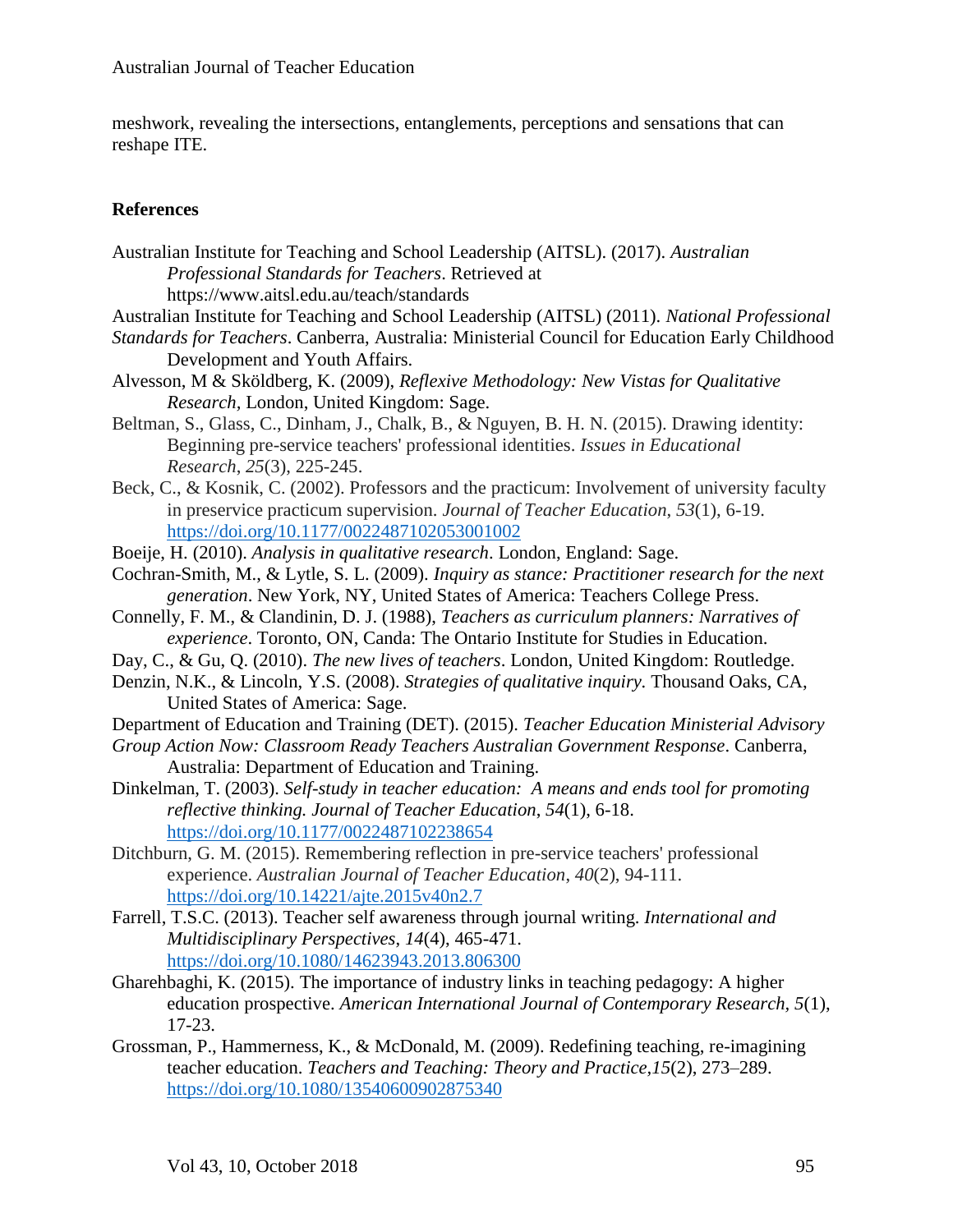meshwork, revealing the intersections, entanglements, perceptions and sensations that can reshape ITE.

## References

Australian Institute for Teaching and School Leadership (AITSL). (2017). *Australian Professional Standards for Teachers*. Retrieved at https://www.aitsl.edu.au/teach/standards

Australian Institute for Teaching and School Leadership (AITSL) (2011). *National Professional Standards for Teachers*. Canberra, Australia: Ministerial Council for Education Early Childhood Development and Youth Affairs.

Alvesson, M & Sköldberg, K. (2009), *Reflexive Methodology: New Vistas for Qualitative Research*, London, United Kingdom: Sage.

Beltman, S., Glass, C., Dinham, J., Chalk, B., & Nguyen, B. H. N. (2015). Drawing identity: Beginning pre-service teachers' professional identities. *Issues in Educational Research*, *25*(3), 225-245.

Beck, C., & Kosnik, C. (2002). Professors and the practicum: Involvement of university faculty in preservice practicum supervision. *Journal of Teacher Education*, *53*(1), 6-19. https://doi.org/10.1177/0022487102053001002

Boeije, H. (2010). *Analysis in qualitative research*. London, England: Sage.

Cochran-Smith, M., & Lytle, S. L. (2009). *Inquiry as stance: Practitioner research for the next generation*. New York, NY, United States of America: Teachers College Press.

Connelly, F. M., & Clandinin, D. J. (1988), *Teachers as curriculum planners: Narratives of experience*. Toronto, ON, Canda: The Ontario Institute for Studies in Education.

Day, C., & Gu, Q. (2010). *The new lives of teachers*. London, United Kingdom: Routledge.

Denzin, N.K., & Lincoln, Y.S. (2008). *Strategies of qualitative inquiry.* Thousand Oaks, CA, United States of America: Sage.

Department of Education and Training (DET). (2015). *Teacher Education Ministerial Advisory Group Action Now: Classroom Ready Teachers Australian Government Response*. Canberra, Australia: Department of Education and Training.

Dinkelman, T. (2003). *Self-study in teacher education: A means and ends tool for promoting reflective thinking. Journal of Teacher Education*, *54*(1), 6-18. https://doi.org/10.1177/0022487102238654

Ditchburn, G. M. (2015). Remembering reflection in pre-service teachers' professional experience. *Australian Journal of Teacher Education*, *40*(2), 94-111. https://doi.org/10.14221/ajte.2015v40n2.7

Farrell, T.S.C. (2013). Teacher self awareness through journal writing. *International and Multidisciplinary Perspectives*, *14*(4), 465-471. https://doi.org/10.1080/14623943.2013.806300

Gharehbaghi, K. (2015). The importance of industry links in teaching pedagogy: A higher education prospective. *American International Journal of Contemporary Research*, *5*(1), 17-23.

Grossman, P., Hammerness, K., & McDonald, M. (2009). Redefining teaching, re-imagining teacher education. *Teachers and Teaching: Theory and Practice,15*(2), 273–289. https://doi.org/10.1080/13540600902875340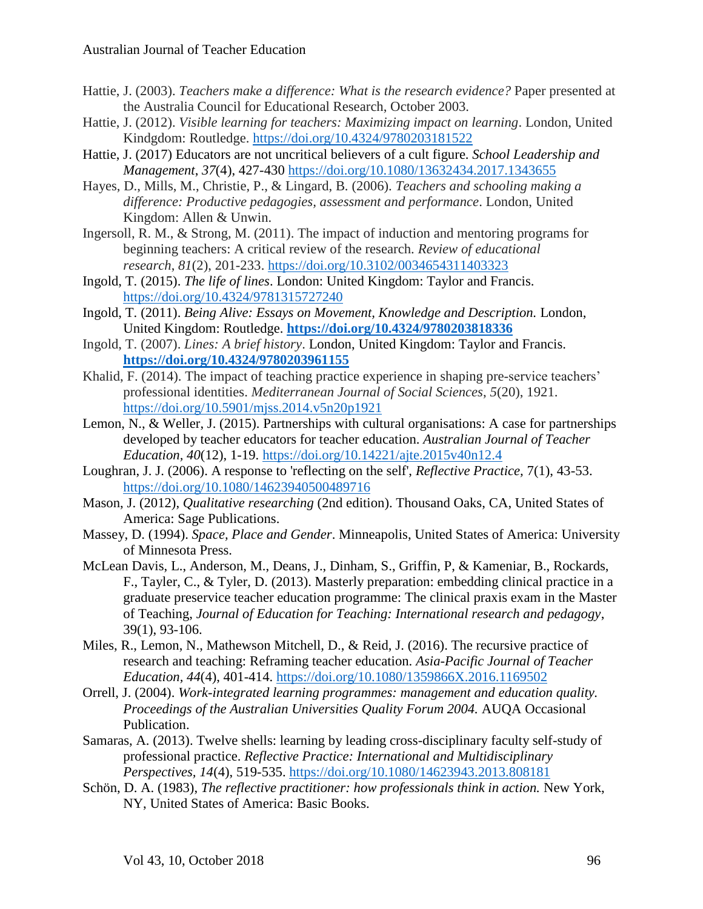Hattie, J. (2003). *Teachers make a difference: What is the research evidence?* Paper presented at the Australia Council for Educational Research, October 2003.

Hattie, J. (2012). *Visible learning for teachers: Maximizing impact on learning*. London, United Kindgdom: Routledge. https://doi.org/10.4324/9780203181522

Hattie, J. (2017) Educators are not uncritical believers of a cult figure. *School Leadership and Management*, *37*(4), 427-430 https://doi.org/10.1080/13632434.2017.1343655

Hayes, D., Mills, M., Christie, P., & Lingard, B. (2006). *Teachers and schooling making a difference: Productive pedagogies, assessment and performance*. London, United Kingdom: Allen & Unwin.

Ingersoll, R. M., & Strong, M. (2011). The impact of induction and mentoring programs for beginning teachers: A critical review of the research. *Review of educational research*, *81*(2), 201-233. https://doi.org/10.3102/0034654311403323

Ingold, T. (2015). *The life of lines*. London: United Kingdom: Taylor and Francis. https://doi.org/10.4324/9781315727240

Ingold, T. (2011). *Being Alive: Essays on Movement, Knowledge and Description.* London, United Kingdom: Routledge. **https://doi.org/10.4324/9780203818336**

Ingold, T. (2007). *Lines: A brief history*. London, United Kingdom: Taylor and Francis. **https://doi.org/10.4324/9780203961155**

Khalid, F. (2014). The impact of teaching practice experience in shaping pre-service teachers' professional identities. *Mediterranean Journal of Social Sciences*, *5*(20), 1921. https://doi.org/10.5901/mjss.2014.v5n20p1921

Lemon, N., & Weller, J. (2015). Partnerships with cultural organisations: A case for partnerships developed by teacher educators for teacher education. *Australian Journal of Teacher Education*, *40*(12), 1-19. https://doi.org/10.14221/ajte.2015v40n12.4

Loughran, J. J. (2006). A response to 'reflecting on the self', *Reflective Practice,* 7(1), 43-53. https://doi.org/10.1080/14623940500489716

Mason, J. (2012), *Qualitative researching* (2nd edition). Thousand Oaks, CA, United States of America: Sage Publications.

Massey, D. (1994). *Space, Place and Gender*. Minneapolis, United States of America: University of Minnesota Press.

McLean Davis, L., Anderson, M., Deans, J., Dinham, S., Griffin, P, & Kameniar, B., Rockards, F., Tayler, C., & Tyler, D. (2013). Masterly preparation: embedding clinical practice in a graduate preservice teacher education programme: The clinical praxis exam in the Master of Teaching, *Journal of Education for Teaching: International research and pedagogy*, 39(1), 93-106.

Miles, R., Lemon, N., Mathewson Mitchell, D., & Reid, J. (2016). The recursive practice of research and teaching: Reframing teacher education. *Asia-Pacific Journal of Teacher Education*, *44*(4), 401-414. https://doi.org/10.1080/1359866X.2016.1169502

Orrell, J. (2004). *Work-integrated learning programmes: management and education quality. Proceedings of the Australian Universities Quality Forum 2004.* AUQA Occasional Publication.

Samaras, A. (2013). Twelve shells: learning by leading cross-disciplinary faculty self-study of professional practice. *Reflective Practice: International and Multidisciplinary Perspectives*, *14*(4), 519-535. https://doi.org/10.1080/14623943.2013.808181

Schön, D. A. (1983), *The reflective practitioner: how professionals think in action.* New York, NY, United States of America: Basic Books.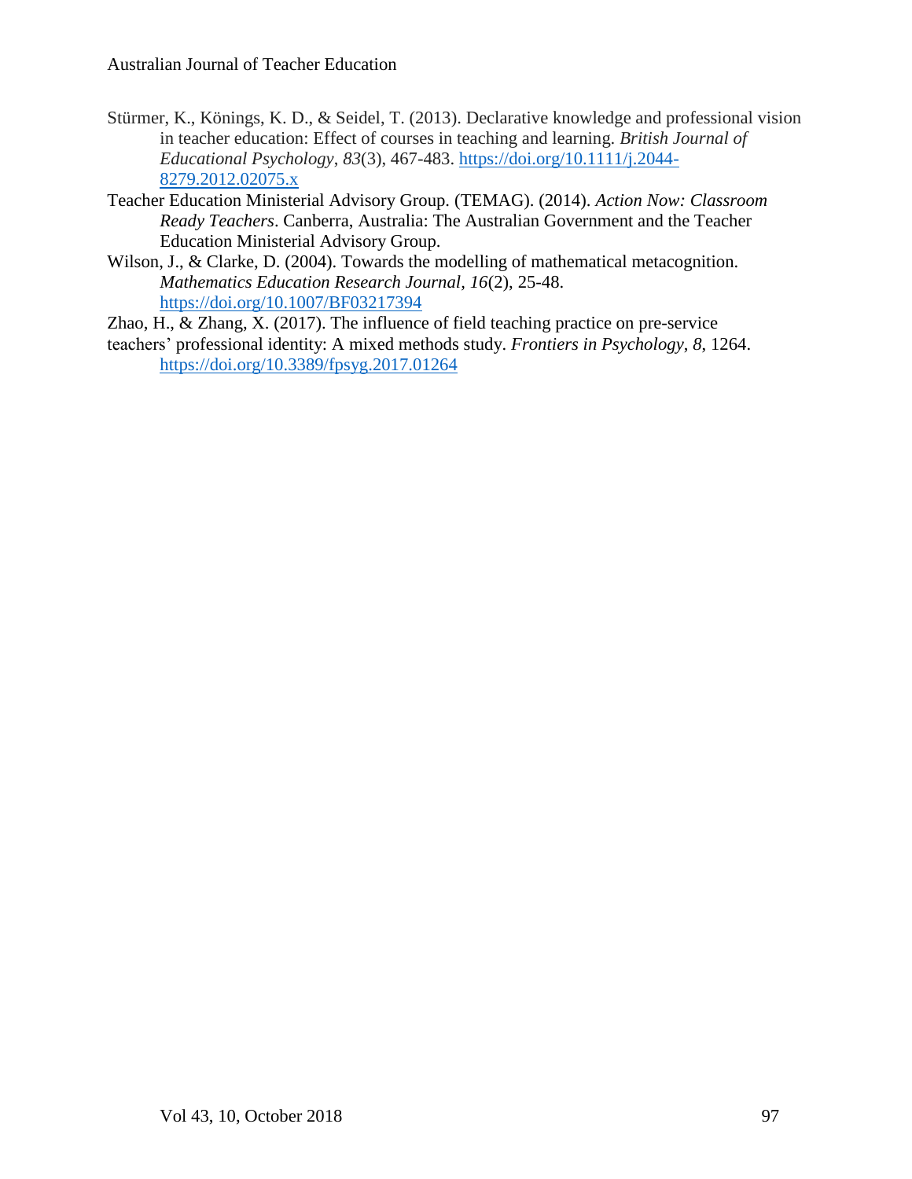Stürmer, K., Könings, K. D., & Seidel, T. (2013). Declarative knowledge and professional vision in teacher education: Effect of courses in teaching and learning. *British Journal of Educational Psychology*, *83*(3), 467-483. https://doi.org/10.1111/j.2044-8279.2012.02075.x

Teacher Education Ministerial Advisory Group. (TEMAG). (2014). *Action Now: Classroom Ready Teachers*. Canberra, Australia: The Australian Government and the Teacher Education Ministerial Advisory Group.

Wilson, J., & Clarke, D. (2004). Towards the modelling of mathematical metacognition. *Mathematics Education Research Journal, 16*(2), 25-48. https://doi.org/10.1007/BF03217394

Zhao, H., & Zhang, X. (2017). The influence of field teaching practice on pre-service teachers' professional identity: A mixed methods study. *Frontiers in Psychology*, *8*, 1264. https://doi.org/10.3389/fpsyg.2017.01264